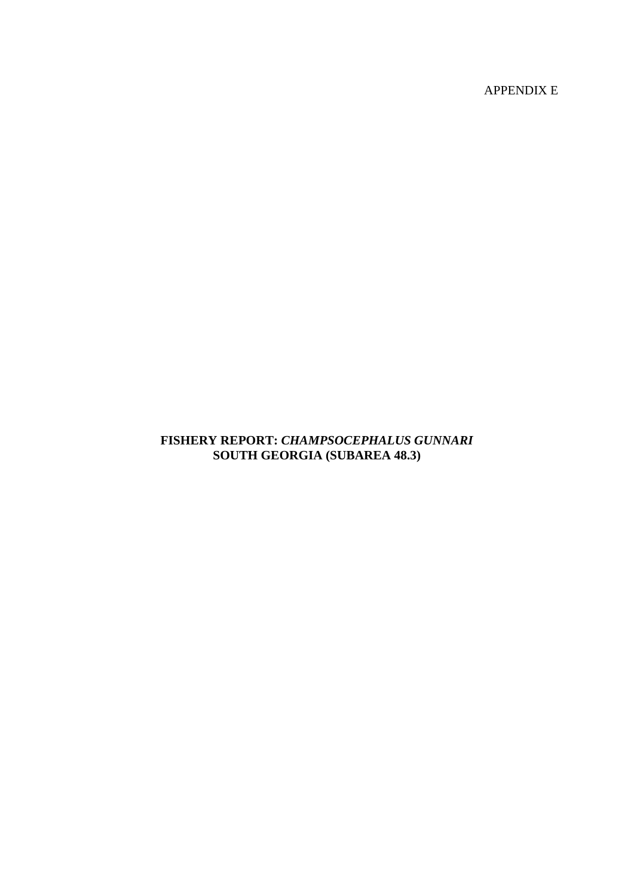APPENDIX E

# FISHERY REPORT: *CHAMPSOCEPHALUS GUNNARI* SOUTH GEORGIA (SUBAREA 48.3)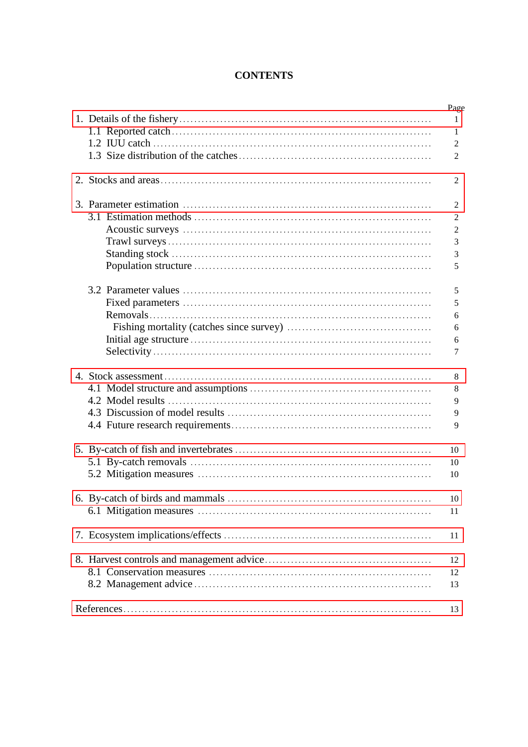# CONTENTS

| | Page |
|---|---|
| 1. Details of the fishery | 1 |
| 1.1 Reported catch | 1 |
| 1.2 IUU catch | 2 |
| 1.3 Size distribution of the catches | 2 |
| 2. Stocks and areas | 2 |
| 3. Parameter estimation | 2 |
| 3.1 Estimation methods | 2 |
| Acoustic surveys | 2 |
| Trawl surveys | 3 |
| Standing stock | 3 |
| Population structure | 5 |
| 3.2 Parameter values | 5 |
| Fixed parameters | 5 |
| Removals | 6 |
| Fishing mortality (catches since survey) | 6 |
| Initial age structure | 6 |
| Selectivity | 7 |
| 4. Stock assessment | 8 |
| 4.1 Model structure and assumptions | 8 |
| 4.2 Model results | 9 |
| 4.3 Discussion of model results | 9 |
| 4.4 Future research requirements | 9 |
| 5. By-catch of fish and invertebrates | 10 |
| 5.1 By-catch removals | 10 |
| 5.2 Mitigation measures | 10 |
| 6. By-catch of birds and mammals | 10 |
| 6.1 Mitigation measures | 11 |
| 7. Ecosystem implications/effects | 11 |
| 8. Harvest controls and management advice | 12 |
| 8.1 Conservation measures | 12 |
| 8.2 Management advice | 13 |
| References | 13 |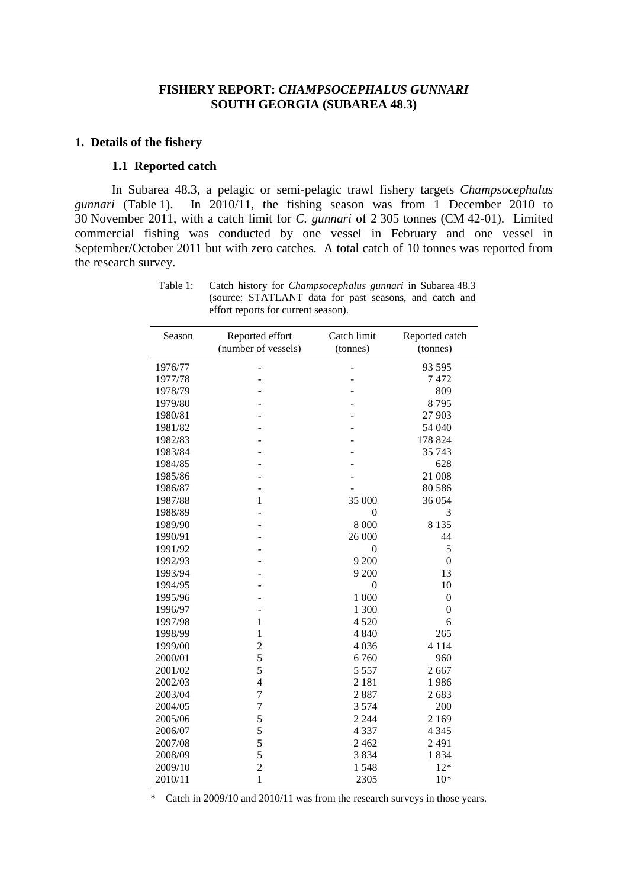# FISHERY REPORT: *CHAMPSOCEPHALUS GUNNARI* SOUTH GEORGIA (SUBAREA 48.3)

## 1. Details of the fishery

### 1.1 Reported catch

In Subarea 48.3, a pelagic or semi-pelagic trawl fishery targets *Champsocephalus gunnari* (Table 1). In 2010/11, the fishing season was from 1 December 2010 to 30 November 2011, with a catch limit for *C. gunnari* of 2 305 tonnes (CM 42-01). Limited commercial fishing was conducted by one vessel in February and one vessel in September/October 2011 but with zero catches. A total catch of 10 tonnes was reported from the research survey.

Table 1: Catch history for *Champsocephalus gunnari* in Subarea 48.3 (source: STATLANT data for past seasons, and catch and effort reports for current season).

| Season | Reported effort (number of vessels) | Catch limit (tonnes) | Reported catch (tonnes) |
|---|---|---|---|
| 1976/77 | - | - | 93 595 |
| 1977/78 | - | - | 7 472 |
| 1978/79 | - | - | 809 |
| 1979/80 | - | - | 8 795 |
| 1980/81 | - | - | 27 903 |
| 1981/82 | - | - | 54 040 |
| 1982/83 | - | - | 178 824 |
| 1983/84 | - | - | 35 743 |
| 1984/85 | - | - | 628 |
| 1985/86 | - | - | 21 008 |
| 1986/87 | - | - | 80 586 |
| 1987/88 | 1 | 35 000 | 36 054 |
| 1988/89 | - | 0 | 3 |
| 1989/90 | - | 8 000 | 8 135 |
| 1990/91 | - | 26 000 | 44 |
| 1991/92 | - | 0 | 5 |
| 1992/93 | - | 9 200 | 0 |
| 1993/94 | - | 9 200 | 13 |
| 1994/95 | - | 0 | 10 |
| 1995/96 | - | 1 000 | 0 |
| 1996/97 | - | 1 300 | 0 |
| 1997/98 | 1 | 4 520 | 6 |
| 1998/99 | 1 | 4 840 | 265 |
| 1999/00 | 2 | 4 036 | 4 114 |
| 2000/01 | 5 | 6 760 | 960 |
| 2001/02 | 5 | 5 557 | 2 667 |
| 2002/03 | 4 | 2 181 | 1 986 |
| 2003/04 | 7 | 2 887 | 2 683 |
| 2004/05 | 7 | 3 574 | 200 |
| 2005/06 | 5 | 2 244 | 2 169 |
| 2006/07 | 5 | 4 337 | 4 345 |
| 2007/08 | 5 | 2 462 | 2 491 |
| 2008/09 | 5 | 3 834 | 1 834 |
| 2009/10 | 2 | 1 548 | 12* |
| 2010/11 | 1 | 2305 | 10* |

\* Catch in 2009/10 and 2010/11 was from the research surveys in those years.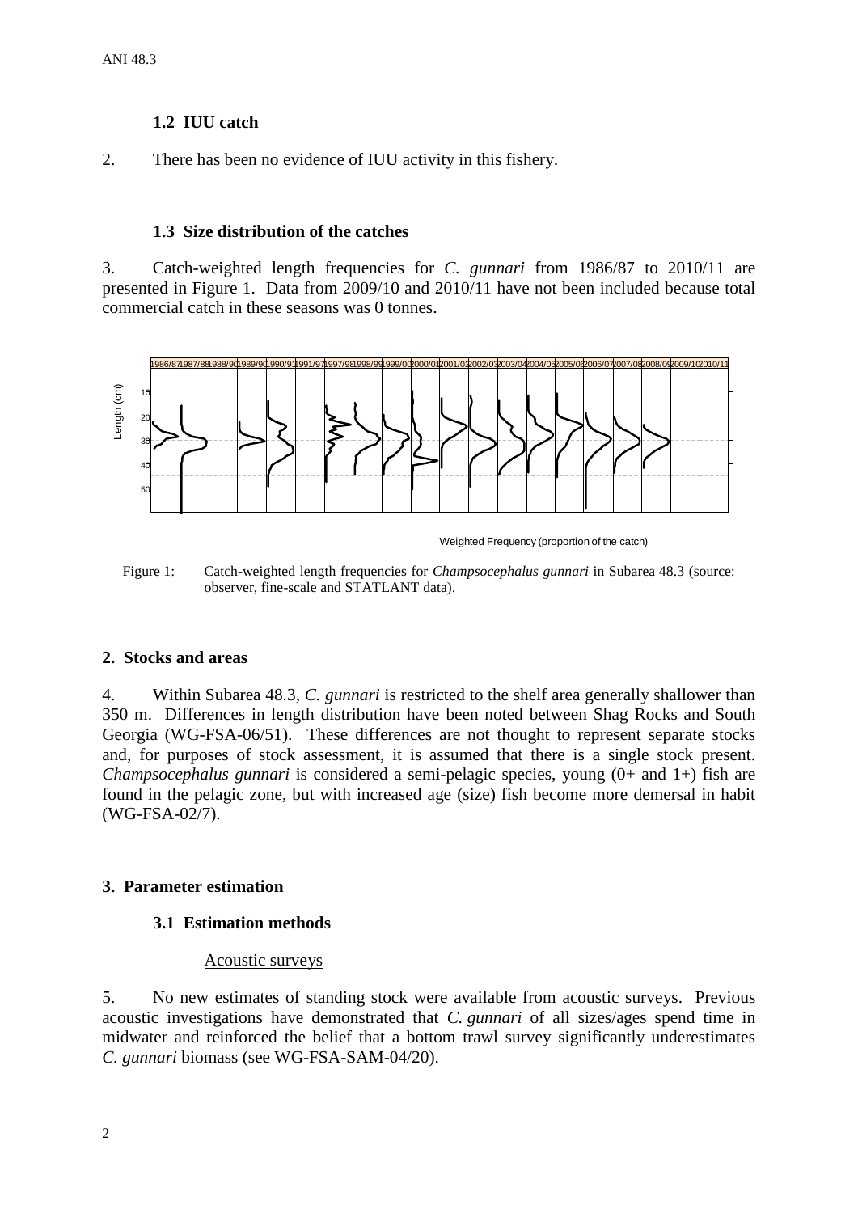### 1.2 IUU catch

2. There has been no evidence of IUU activity in this fishery.

### 1.3 Size distribution of the catches

3. Catch-weighted length frequencies for *C. gunnari* from 1986/87 to 2010/11 are presented in Figure 1. Data from 2009/10 and 2010/11 have not been included because total commercial catch in these seasons was 0 tonnes.

Figure 1: Catch-weighted length frequencies for *Champsocephalus gunnari* in Subarea 48.3 (source: observer, fine-scale and STATLANT data).

## 2. Stocks and areas

4. Within Subarea 48.3, *C. gunnari* is restricted to the shelf area generally shallower than 350 m. Differences in length distribution have been noted between Shag Rocks and South Georgia (WG-FSA-06/51). These differences are not thought to represent separate stocks and, for purposes of stock assessment, it is assumed that there is a single stock present. *Champsocephalus gunnari* is considered a semi-pelagic species, young (0+ and 1+) fish are found in the pelagic zone, but with increased age (size) fish become more demersal in habit (WG-FSA-02/7).

## 3. Parameter estimation

### 3.1 Estimation methods

Acoustic surveys

5. No new estimates of standing stock were available from acoustic surveys. Previous acoustic investigations have demonstrated that *C. gunnari* of all sizes/ages spend time in midwater and reinforced the belief that a bottom trawl survey significantly underestimates *C. gunnari* biomass (see WG-FSA-SAM-04/20).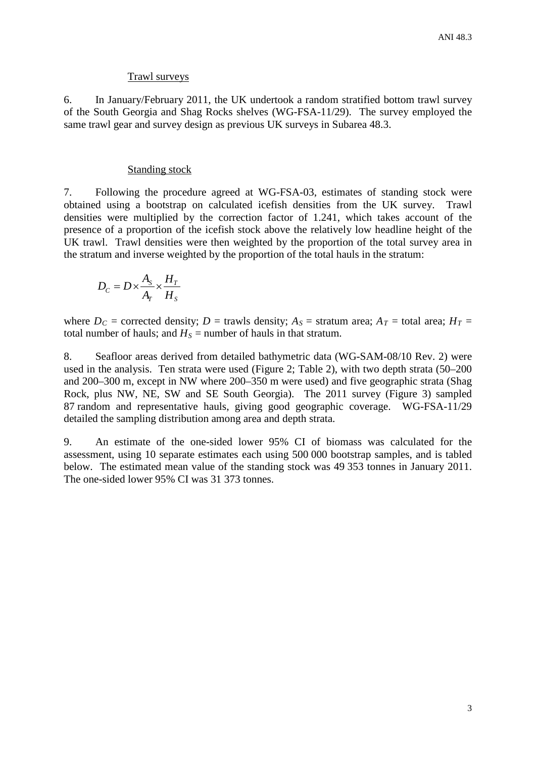### Trawl surveys

6. In January/February 2011, the UK undertook a random stratified bottom trawl survey of the South Georgia and Shag Rocks shelves (WG-FSA-11/29). The survey employed the same trawl gear and survey design as previous UK surveys in Subarea 48.3.

### Standing stock

7. Following the procedure agreed at WG-FSA-03, estimates of standing stock were obtained using a bootstrap on calculated icefish densities from the UK survey. Trawl densities were multiplied by the correction factor of 1.241, which takes account of the presence of a proportion of the icefish stock above the relatively low headline height of the UK trawl. Trawl densities were then weighted by the proportion of the total survey area in the stratum and inverse weighted by the proportion of the total hauls in the stratum:

$$D_C = D \times \frac{A_S}{A_T} \times \frac{H_T}{H_S}$$

where $D_C$ = corrected density; $D$ = trawls density; $A_S$ = stratum area; $A_T$ = total area; $H_T$ = total number of hauls; and $H_S$ = number of hauls in that stratum.

8. Seafloor areas derived from detailed bathymetric data (WG-SAM-08/10 Rev. 2) were used in the analysis. Ten strata were used (Figure 2; Table 2), with two depth strata (50–200 and 200–300 m, except in NW where 200–350 m were used) and five geographic strata (Shag Rock, plus NW, NE, SW and SE South Georgia). The 2011 survey (Figure 3) sampled 87 random and representative hauls, giving good geographic coverage. WG-FSA-11/29 detailed the sampling distribution among area and depth strata.

9. An estimate of the one-sided lower 95% CI of biomass was calculated for the assessment, using 10 separate estimates each using 500 000 bootstrap samples, and is tabled below. The estimated mean value of the standing stock was 49 353 tonnes in January 2011. The one-sided lower 95% CI was 31 373 tonnes.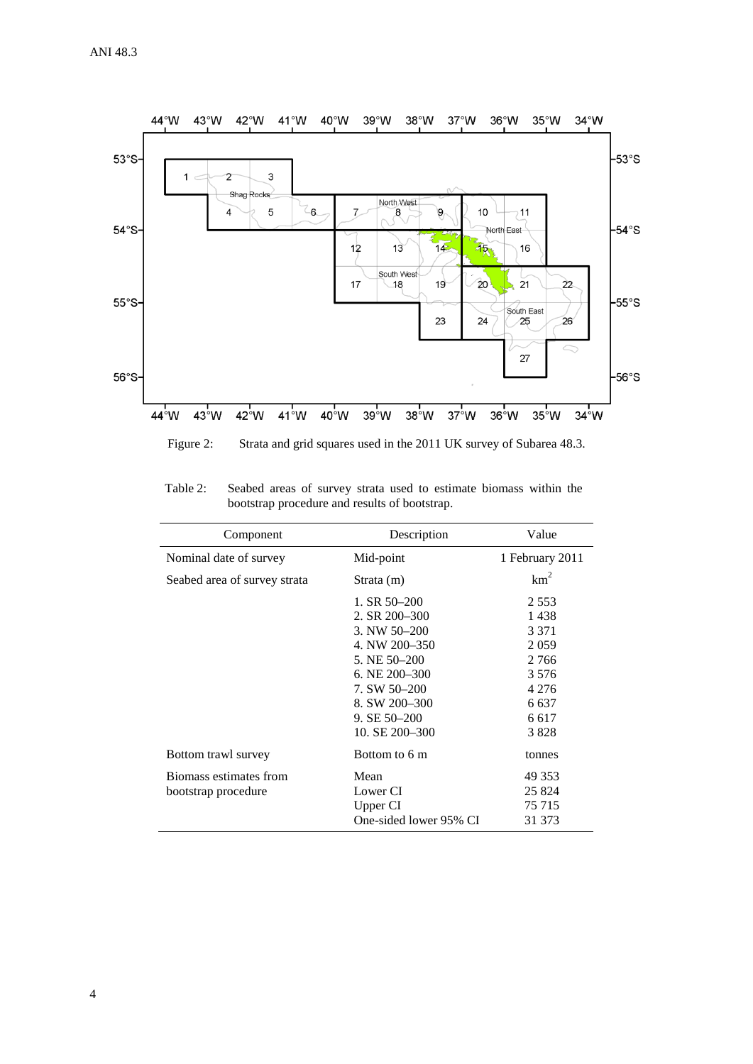Figure 2: Strata and grid squares used in the 2011 UK survey of Subarea 48.3.

Table 2: Seabed areas of survey strata used to estimate biomass within the bootstrap procedure and results of bootstrap.

| Component | Description | Value |
|---|---|---|
| Nominal date of survey | Mid-point | 1 February 2011 |
| Seabed area of survey strata | Strata (m) | $km^2$ |
| | 1. SR 50–200 | 2 553 |
| | 2. SR 200–300 | 1 438 |
| | 3. NW 50–200 | 3 371 |
| | 4. NW 200–350 | 2 059 |
| | 5. NE 50–200 | 2 766 |
| | 6. NE 200–300 | 3 576 |
| | 7. SW 50–200 | 4 276 |
| | 8. SW 200–300 | 6 637 |
| | 9. SE 50–200 | 6 617 |
| | 10. SE 200–300 | 3 828 |
| Bottom trawl survey | Bottom to 6 m | tonnes |
| Biomass estimates from bootstrap procedure | Mean | 49 353 |
| | Lower CI | 25 824 |
| | Upper CI | 75 715 |
| | One-sided lower 95% CI | 31 373 |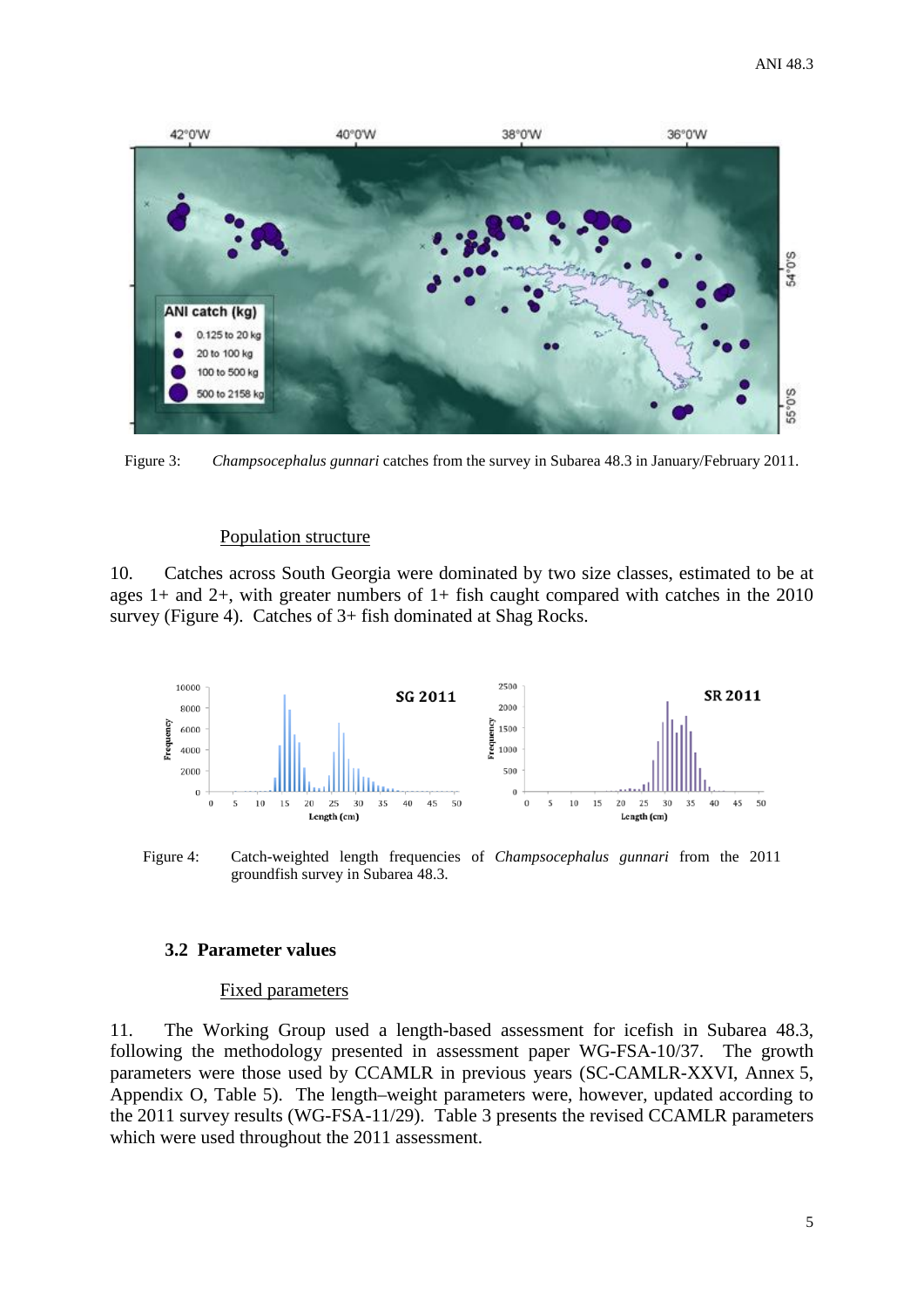Figure 3: *Champsocephalus gunnari* catches from the survey in Subarea 48.3 in January/February 2011.

Population structure

10. Catches across South Georgia were dominated by two size classes, estimated to be at ages 1+ and 2+, with greater numbers of 1+ fish caught compared with catches in the 2010 survey (Figure 4). Catches of 3+ fish dominated at Shag Rocks.

Figure 4: Catch-weighted length frequencies of *Champsocephalus gunnari* from the 2011 groundfish survey in Subarea 48.3.

### 3.2 Parameter values

Fixed parameters

11. The Working Group used a length-based assessment for icefish in Subarea 48.3, following the methodology presented in assessment paper WG-FSA-10/37. The growth parameters were those used by CCAMLR in previous years (SC-CAMLR-XXVI, Annex 5, Appendix O, Table 5). The length–weight parameters were, however, updated according to the 2011 survey results (WG-FSA-11/29). Table 3 presents the revised CCAMLR parameters which were used throughout the 2011 assessment.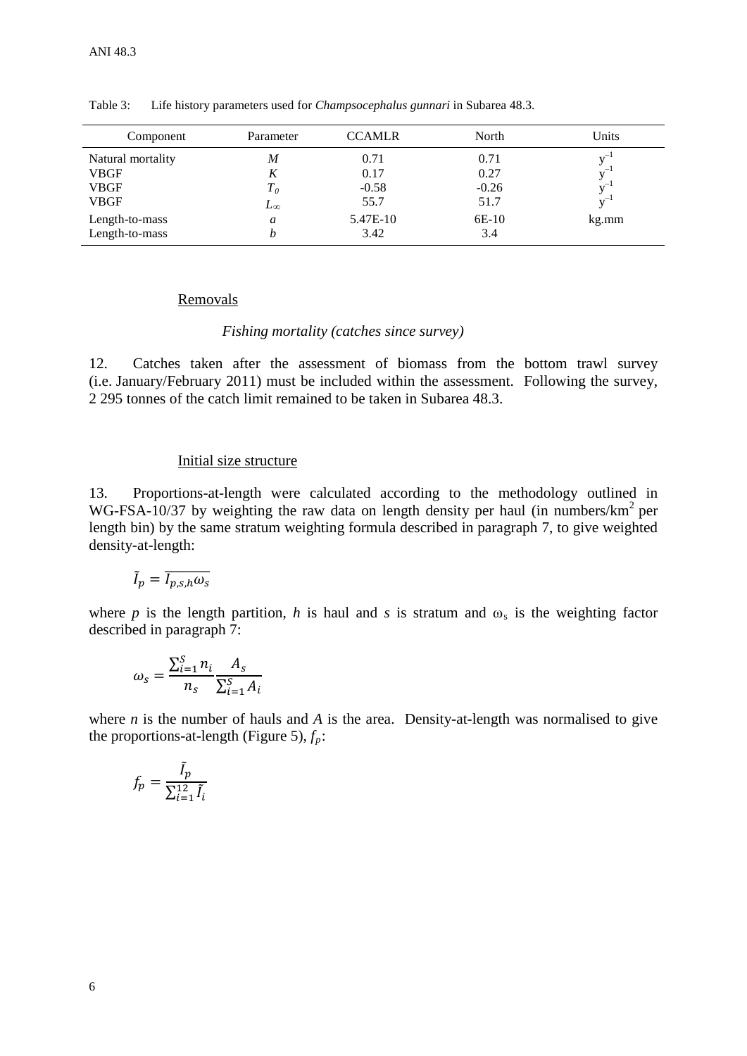Table 3: Life history parameters used for *Champsocephalus gunnari* in Subarea 48.3.

| Component | Parameter | CCAMLR | North | Units |
|---|---|---|---|---|
| Natural mortality | $M$ | 0.71 | 0.71 | $y^{-1}$ |
| VBGF | $K$ | 0.17 | 0.27 | $y^{-1}$ |
| VBGF | $T_0$ | -0.58 | -0.26 | $y^{-1}$ |
| VBGF | $L_\infty$ | 55.7 | 51.7 | $y^{-1}$ |
| Length-to-mass | $a$ | 5.47E-10 | 6E-10 | kg.mm |
| Length-to-mass | $b$ | 3.42 | 3.4 | |

### Removals

#### *Fishing mortality (catches since survey)*

12. Catches taken after the assessment of biomass from the bottom trawl survey (i.e. January/February 2011) must be included within the assessment. Following the survey, 2 295 tonnes of the catch limit remained to be taken in Subarea 48.3.

### Initial size structure

13. Proportions-at-length were calculated according to the methodology outlined in WG-FSA-10/37 by weighting the raw data on length density per haul (in numbers/km$^2$ per length bin) by the same stratum weighting formula described in paragraph 7, to give weighted density-at-length:

$$\tilde{I}_p = \overline{I_{p,s,h}\omega_s}$$

where $p$ is the length partition, $h$ is haul and $s$ is stratum and $\omega_s$ is the weighting factor described in paragraph 7:

$$\omega_s = \frac{\sum_{i=1}^{S} n_i}{n_s} \frac{A_s}{\sum_{i=1}^{S} A_i}$$

where $n$ is the number of hauls and $A$ is the area. Density-at-length was normalised to give the proportions-at-length (Figure 5), $f_p$:

$$f_p = \frac{\tilde{I}_p}{\sum_{i=1}^{12} \tilde{I}_i}$$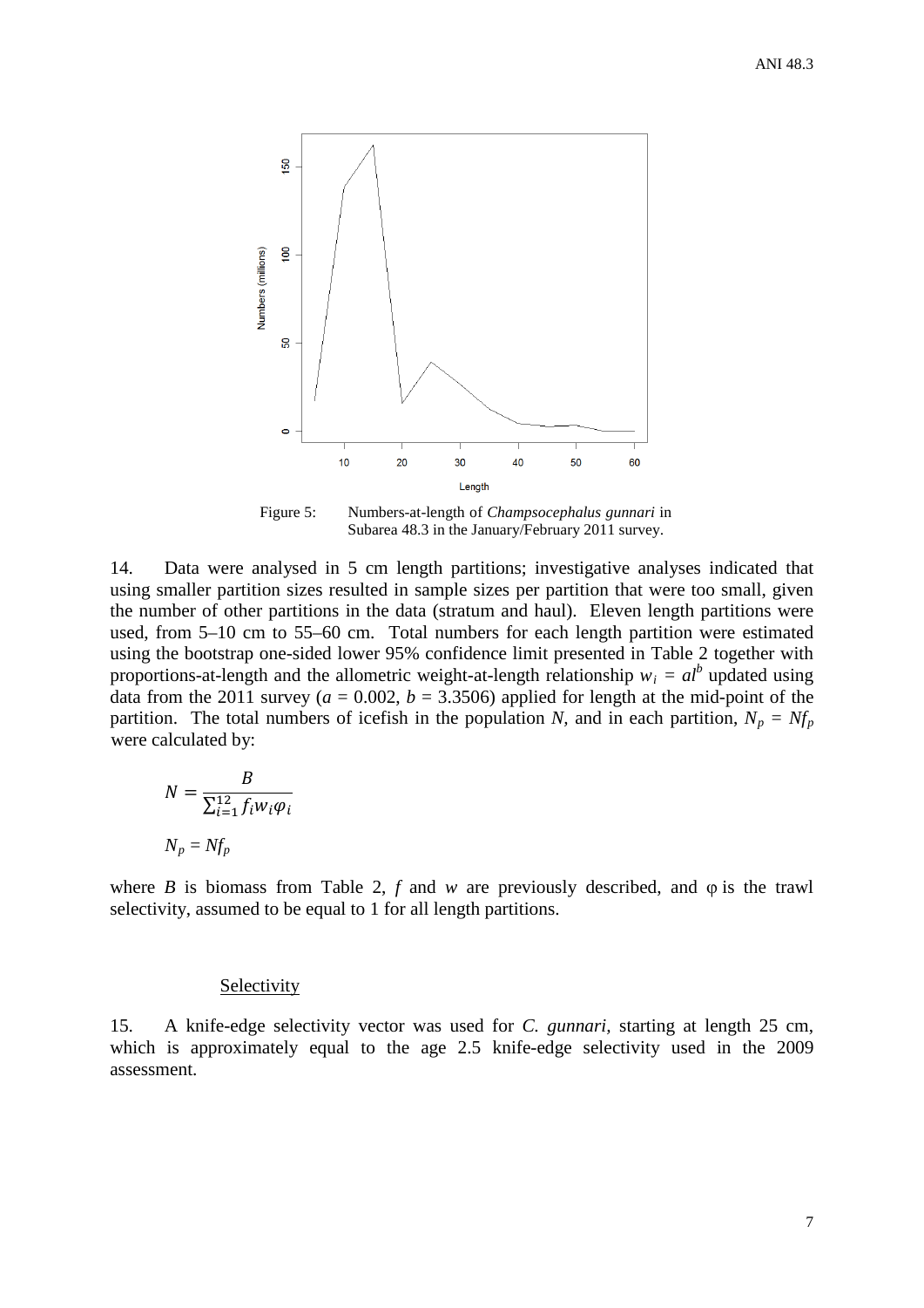Figure 5: Numbers-at-length of *Champsocephalus gunnari* in Subarea 48.3 in the January/February 2011 survey.

14. Data were analysed in 5 cm length partitions; investigative analyses indicated that using smaller partition sizes resulted in sample sizes per partition that were too small, given the number of other partitions in the data (stratum and haul). Eleven length partitions were used, from 5–10 cm to 55–60 cm. Total numbers for each length partition were estimated using the bootstrap one-sided lower 95% confidence limit presented in Table 2 together with proportions-at-length and the allometric weight-at-length relationship $w_i = al^b$ updated using data from the 2011 survey ($a = 0.002$, $b = 3.3506$) applied for length at the mid-point of the partition. The total numbers of icefish in the population $N$, and in each partition, $N_p = Nf_p$ were calculated by:

$$N = \frac{B}{\sum_{i=1}^{12} f_i w_i \varphi_i}$$

$$N_p = Nf_p$$

where $B$ is biomass from Table 2, $f$ and $w$ are previously described, and $\varphi$ is the trawl selectivity, assumed to be equal to 1 for all length partitions.

### Selectivity

15. A knife-edge selectivity vector was used for *C. gunnari*, starting at length 25 cm, which is approximately equal to the age 2.5 knife-edge selectivity used in the 2009 assessment.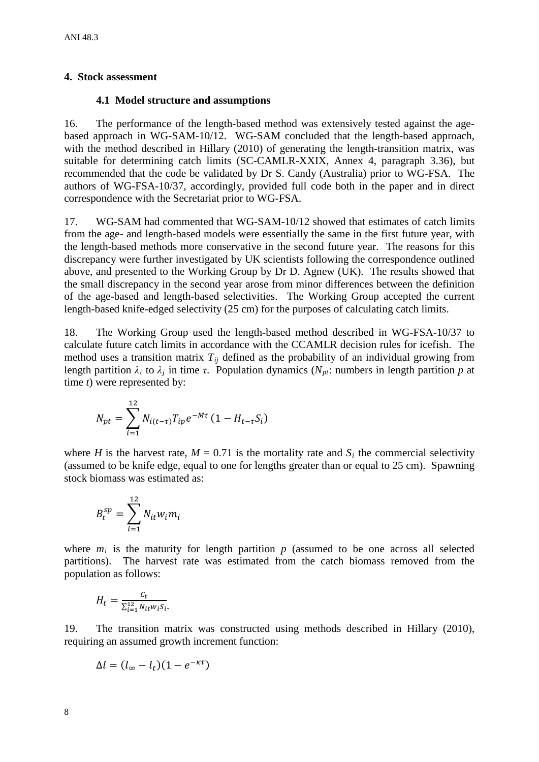## 4. Stock assessment

### 4.1 Model structure and assumptions

16. The performance of the length-based method was extensively tested against the age-based approach in WG-SAM-10/12. WG-SAM concluded that the length-based approach, with the method described in Hillary (2010) of generating the length-transition matrix, was suitable for determining catch limits (SC-CAMLR-XXIX, Annex 4, paragraph 3.36), but recommended that the code be validated by Dr S. Candy (Australia) prior to WG-FSA. The authors of WG-FSA-10/37, accordingly, provided full code both in the paper and in direct correspondence with the Secretariat prior to WG-FSA.

17. WG-SAM had commented that WG-SAM-10/12 showed that estimates of catch limits from the age- and length-based models were essentially the same in the first future year, with the length-based methods more conservative in the second future year. The reasons for this discrepancy were further investigated by UK scientists following the correspondence outlined above, and presented to the Working Group by Dr D. Agnew (UK). The results showed that the small discrepancy in the second year arose from minor differences between the definition of the age-based and length-based selectivities. The Working Group accepted the current length-based knife-edged selectivity (25 cm) for the purposes of calculating catch limits.

18. The Working Group used the length-based method described in WG-FSA-10/37 to calculate future catch limits in accordance with the CCAMLR decision rules for icefish. The method uses a transition matrix $T_{ij}$ defined as the probability of an individual growing from length partition $\lambda_i$ to $\lambda_j$ in time $\tau$. Population dynamics ($N_{pt}$: numbers in length partition $p$ at time $t$) were represented by:

$$N_{pt} = \sum_{i=1}^{12} N_{i(t-\tau)} T_{ip} e^{-M\tau} (1 - H_{t-\tau} S_i)$$

where $H$ is the harvest rate, $M = 0.71$ is the mortality rate and $S_i$ the commercial selectivity (assumed to be knife edge, equal to one for lengths greater than or equal to 25 cm). Spawning stock biomass was estimated as:

$$B_t^{sp} = \sum_{i=1}^{12} N_{it} w_i m_i$$

where $m_i$ is the maturity for length partition $p$ (assumed to be one across all selected partitions). The harvest rate was estimated from the catch biomass removed from the population as follows:

$$H_t = \frac{C_t}{\sum_{i=1}^{12} N_{it} w_i S_i}.$$

19. The transition matrix was constructed using methods described in Hillary (2010), requiring an assumed growth increment function:

$$\Delta l = (l_\infty - l_t)(1 - e^{-\kappa\tau})$$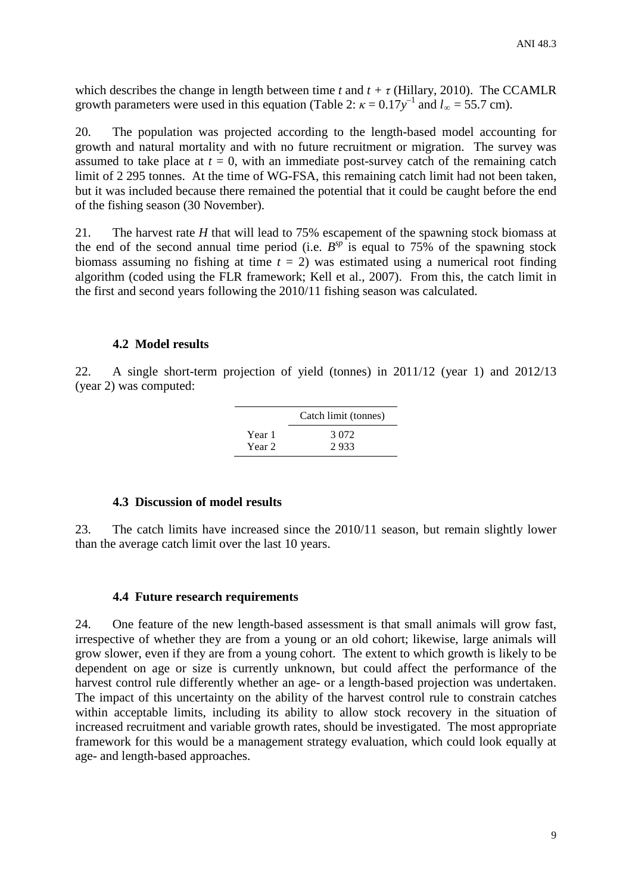which describes the change in length between time $t$ and $t + \tau$ (Hillary, 2010). The CCAMLR growth parameters were used in this equation (Table 2: $\kappa = 0.17y^{-1}$ and $l_\infty = 55.7$ cm).

20. The population was projected according to the length-based model accounting for growth and natural mortality and with no future recruitment or migration. The survey was assumed to take place at $t = 0$, with an immediate post-survey catch of the remaining catch limit of 2 295 tonnes. At the time of WG-FSA, this remaining catch limit had not been taken, but it was included because there remained the potential that it could be caught before the end of the fishing season (30 November).

21. The harvest rate $H$ that will lead to 75% escapement of the spawning stock biomass at the end of the second annual time period (i.e. $B^{sp}$ is equal to 75% of the spawning stock biomass assuming no fishing at time $t = 2$) was estimated using a numerical root finding algorithm (coded using the FLR framework; Kell et al., 2007). From this, the catch limit in the first and second years following the 2010/11 fishing season was calculated.

### 4.2 Model results

22. A single short-term projection of yield (tonnes) in 2011/12 (year 1) and 2012/13 (year 2) was computed:

| | Catch limit (tonnes) |
|---|---|
| Year 1 | 3 072 |
| Year 2 | 2 933 |

### 4.3 Discussion of model results

23. The catch limits have increased since the 2010/11 season, but remain slightly lower than the average catch limit over the last 10 years.

### 4.4 Future research requirements

24. One feature of the new length-based assessment is that small animals will grow fast, irrespective of whether they are from a young or an old cohort; likewise, large animals will grow slower, even if they are from a young cohort. The extent to which growth is likely to be dependent on age or size is currently unknown, but could affect the performance of the harvest control rule differently whether an age- or a length-based projection was undertaken. The impact of this uncertainty on the ability of the harvest control rule to constrain catches within acceptable limits, including its ability to allow stock recovery in the situation of increased recruitment and variable growth rates, should be investigated. The most appropriate framework for this would be a management strategy evaluation, which could look equally at age- and length-based approaches.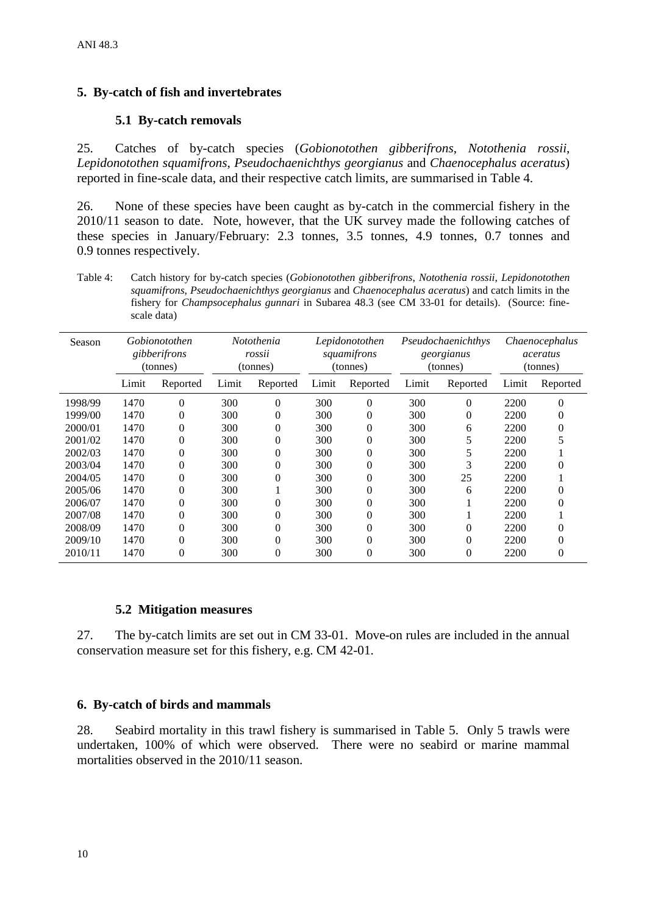## 5. By-catch of fish and invertebrates

### 5.1 By-catch removals

25. Catches of by-catch species (*Gobionotothen gibberifrons*, *Notothenia rossii*, *Lepidonotothen squamifrons*, *Pseudochaenichthys georgianus* and *Chaenocephalus aceratus*) reported in fine-scale data, and their respective catch limits, are summarised in Table 4.

26. None of these species have been caught as by-catch in the commercial fishery in the 2010/11 season to date. Note, however, that the UK survey made the following catches of these species in January/February: 2.3 tonnes, 3.5 tonnes, 4.9 tonnes, 0.7 tonnes and 0.9 tonnes respectively.

Table 4: Catch history for by-catch species (*Gobionotothen gibberifrons*, *Notothenia rossii*, *Lepidonotothen squamifrons*, *Pseudochaenichthys georgianus* and *Chaenocephalus aceratus*) and catch limits in the fishery for *Champsocephalus gunnari* in Subarea 48.3 (see CM 33-01 for details). (Source: fine-scale data)

| Season | *Gobionotothen gibberifrons* (tonnes) | | *Notothenia rossii* (tonnes) | | *Lepidonotothen squamifrons* (tonnes) | | *Pseudochaenichthys georgianus* (tonnes) | | *Chaenocephalus aceratus* (tonnes) | |
|---|---|---|---|---|---|---|---|---|---|---|
| | Limit | Reported | Limit | Reported | Limit | Reported | Limit | Reported | Limit | Reported |
| 1998/99 | 1470 | 0 | 300 | 0 | 300 | 0 | 300 | 0 | 2200 | 0 |
| 1999/00 | 1470 | 0 | 300 | 0 | 300 | 0 | 300 | 0 | 2200 | 0 |
| 2000/01 | 1470 | 0 | 300 | 0 | 300 | 0 | 300 | 6 | 2200 | 0 |
| 2001/02 | 1470 | 0 | 300 | 0 | 300 | 0 | 300 | 5 | 2200 | 5 |
| 2002/03 | 1470 | 0 | 300 | 0 | 300 | 0 | 300 | 5 | 2200 | 1 |
| 2003/04 | 1470 | 0 | 300 | 0 | 300 | 0 | 300 | 3 | 2200 | 0 |
| 2004/05 | 1470 | 0 | 300 | 0 | 300 | 0 | 300 | 25 | 2200 | 1 |
| 2005/06 | 1470 | 0 | 300 | 1 | 300 | 0 | 300 | 6 | 2200 | 0 |
| 2006/07 | 1470 | 0 | 300 | 0 | 300 | 0 | 300 | 1 | 2200 | 0 |
| 2007/08 | 1470 | 0 | 300 | 0 | 300 | 0 | 300 | 1 | 2200 | 1 |
| 2008/09 | 1470 | 0 | 300 | 0 | 300 | 0 | 300 | 0 | 2200 | 0 |
| 2009/10 | 1470 | 0 | 300 | 0 | 300 | 0 | 300 | 0 | 2200 | 0 |
| 2010/11 | 1470 | 0 | 300 | 0 | 300 | 0 | 300 | 0 | 2200 | 0 |

### 5.2 Mitigation measures

27. The by-catch limits are set out in CM 33-01. Move-on rules are included in the annual conservation measure set for this fishery, e.g. CM 42-01.

## 6. By-catch of birds and mammals

28. Seabird mortality in this trawl fishery is summarised in Table 5. Only 5 trawls were undertaken, 100% of which were observed. There were no seabird or marine mammal mortalities observed in the 2010/11 season.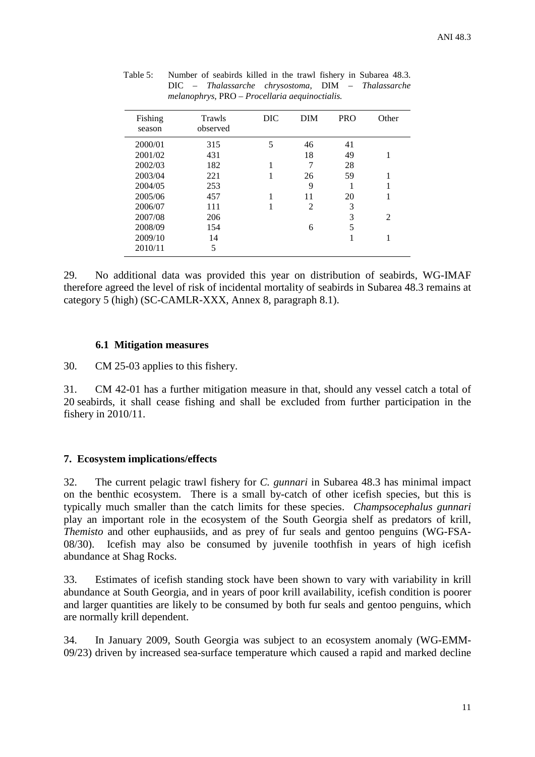Table 5: Number of seabirds killed in the trawl fishery in Subarea 48.3. DIC – *Thalassarche chrysostoma*, DIM – *Thalassarche melanophrys*, PRO – *Procellaria aequinoctialis.*

| Fishing season | Trawls observed | DIC | DIM | PRO | Other |
|---|---|---|---|---|---|
| 2000/01 | 315 | 5 | 46 | 41 | |
| 2001/02 | 431 | | 18 | 49 | 1 |
| 2002/03 | 182 | 1 | 7 | 28 | |
| 2003/04 | 221 | 1 | 26 | 59 | 1 |
| 2004/05 | 253 | | 9 | 1 | 1 |
| 2005/06 | 457 | 1 | 11 | 20 | 1 |
| 2006/07 | 111 | 1 | 2 | 3 | |
| 2007/08 | 206 | | | 3 | 2 |
| 2008/09 | 154 | | 6 | 5 | |
| 2009/10 | 14 | | | 1 | 1 |
| 2010/11 | 5 | | | | |

29. No additional data was provided this year on distribution of seabirds, WG-IMAF therefore agreed the level of risk of incidental mortality of seabirds in Subarea 48.3 remains at category 5 (high) (SC-CAMLR-XXX, Annex 8, paragraph 8.1).

### 6.1 Mitigation measures

30. CM 25-03 applies to this fishery.

31. CM 42-01 has a further mitigation measure in that, should any vessel catch a total of 20 seabirds, it shall cease fishing and shall be excluded from further participation in the fishery in 2010/11.

## 7. Ecosystem implications/effects

32. The current pelagic trawl fishery for *C. gunnari* in Subarea 48.3 has minimal impact on the benthic ecosystem. There is a small by-catch of other icefish species, but this is typically much smaller than the catch limits for these species. *Champsocephalus gunnari* play an important role in the ecosystem of the South Georgia shelf as predators of krill, *Themisto* and other euphausiids, and as prey of fur seals and gentoo penguins (WG-FSA-08/30). Icefish may also be consumed by juvenile toothfish in years of high icefish abundance at Shag Rocks.

33. Estimates of icefish standing stock have been shown to vary with variability in krill abundance at South Georgia, and in years of poor krill availability, icefish condition is poorer and larger quantities are likely to be consumed by both fur seals and gentoo penguins, which are normally krill dependent.

34. In January 2009, South Georgia was subject to an ecosystem anomaly (WG-EMM-09/23) driven by increased sea-surface temperature which caused a rapid and marked decline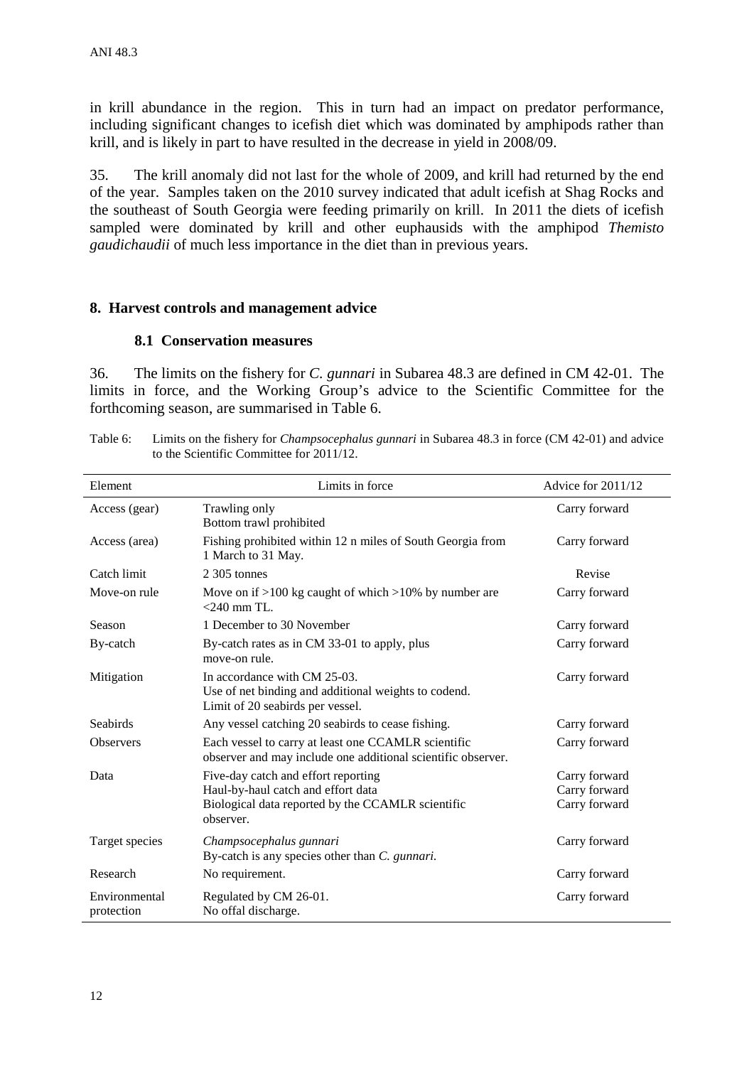in krill abundance in the region. This in turn had an impact on predator performance, including significant changes to icefish diet which was dominated by amphipods rather than krill, and is likely in part to have resulted in the decrease in yield in 2008/09.

35. The krill anomaly did not last for the whole of 2009, and krill had returned by the end of the year. Samples taken on the 2010 survey indicated that adult icefish at Shag Rocks and the southeast of South Georgia were feeding primarily on krill. In 2011 the diets of icefish sampled were dominated by krill and other euphausids with the amphipod *Themisto gaudichaudii* of much less importance in the diet than in previous years.

## 8. Harvest controls and management advice

### 8.1 Conservation measures

36. The limits on the fishery for *C. gunnari* in Subarea 48.3 are defined in CM 42-01. The limits in force, and the Working Group's advice to the Scientific Committee for the forthcoming season, are summarised in Table 6.

Table 6: Limits on the fishery for *Champsocephalus gunnari* in Subarea 48.3 in force (CM 42-01) and advice to the Scientific Committee for 2011/12.

| Element | Limits in force | Advice for 2011/12 |
|---|---|---|
| Access (gear) | Trawling only<br>Bottom trawl prohibited | Carry forward |
| Access (area) | Fishing prohibited within 12 n miles of South Georgia from 1 March to 31 May. | Carry forward |
| Catch limit | 2 305 tonnes | Revise |
| Move-on rule | Move on if >100 kg caught of which >10% by number are <240 mm TL. | Carry forward |
| Season | 1 December to 30 November | Carry forward |
| By-catch | By-catch rates as in CM 33-01 to apply, plus move-on rule. | Carry forward |
| Mitigation | In accordance with CM 25-03.<br>Use of net binding and additional weights to codend.<br>Limit of 20 seabirds per vessel. | Carry forward |
| Seabirds | Any vessel catching 20 seabirds to cease fishing. | Carry forward |
| Observers | Each vessel to carry at least one CCAMLR scientific observer and may include one additional scientific observer. | Carry forward |
| Data | Five-day catch and effort reporting<br>Haul-by-haul catch and effort data<br>Biological data reported by the CCAMLR scientific observer. | Carry forward<br>Carry forward<br>Carry forward |
| Target species | *Champsocephalus gunnari*<br>By-catch is any species other than *C. gunnari*. | Carry forward |
| Research | No requirement. | Carry forward |
| Environmental protection | Regulated by CM 26-01.<br>No offal discharge. | Carry forward |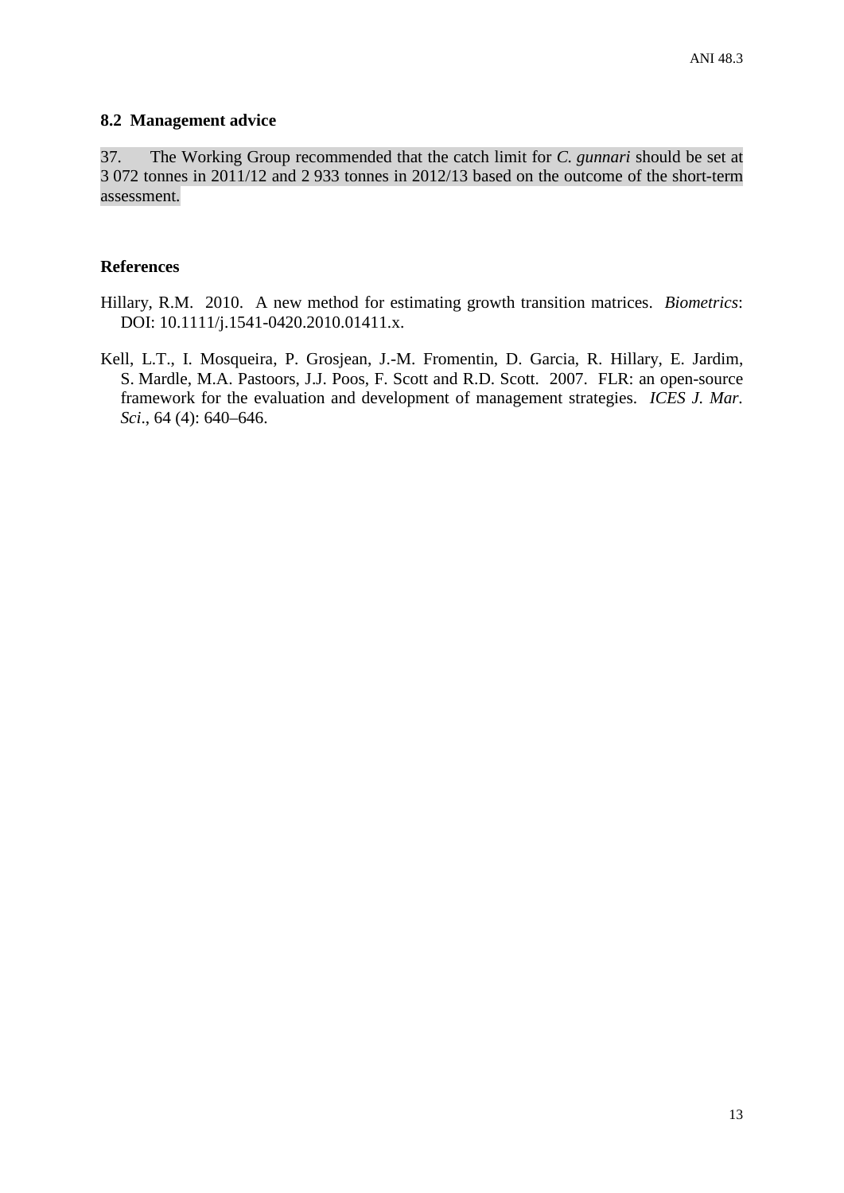### 8.2 Management advice

37. The Working Group recommended that the catch limit for *C. gunnari* should be set at 3 072 tonnes in 2011/12 and 2 933 tonnes in 2012/13 based on the outcome of the short-term assessment.

## References

Hillary, R.M. 2010. A new method for estimating growth transition matrices. *Biometrics*: DOI: 10.1111/j.1541-0420.2010.01411.x.

Kell, L.T., I. Mosqueira, P. Grosjean, J.-M. Fromentin, D. Garcia, R. Hillary, E. Jardim, S. Mardle, M.A. Pastoors, J.J. Poos, F. Scott and R.D. Scott. 2007. FLR: an open-source framework for the evaluation and development of management strategies. *ICES J. Mar. Sci*., 64 (4): 640–646.